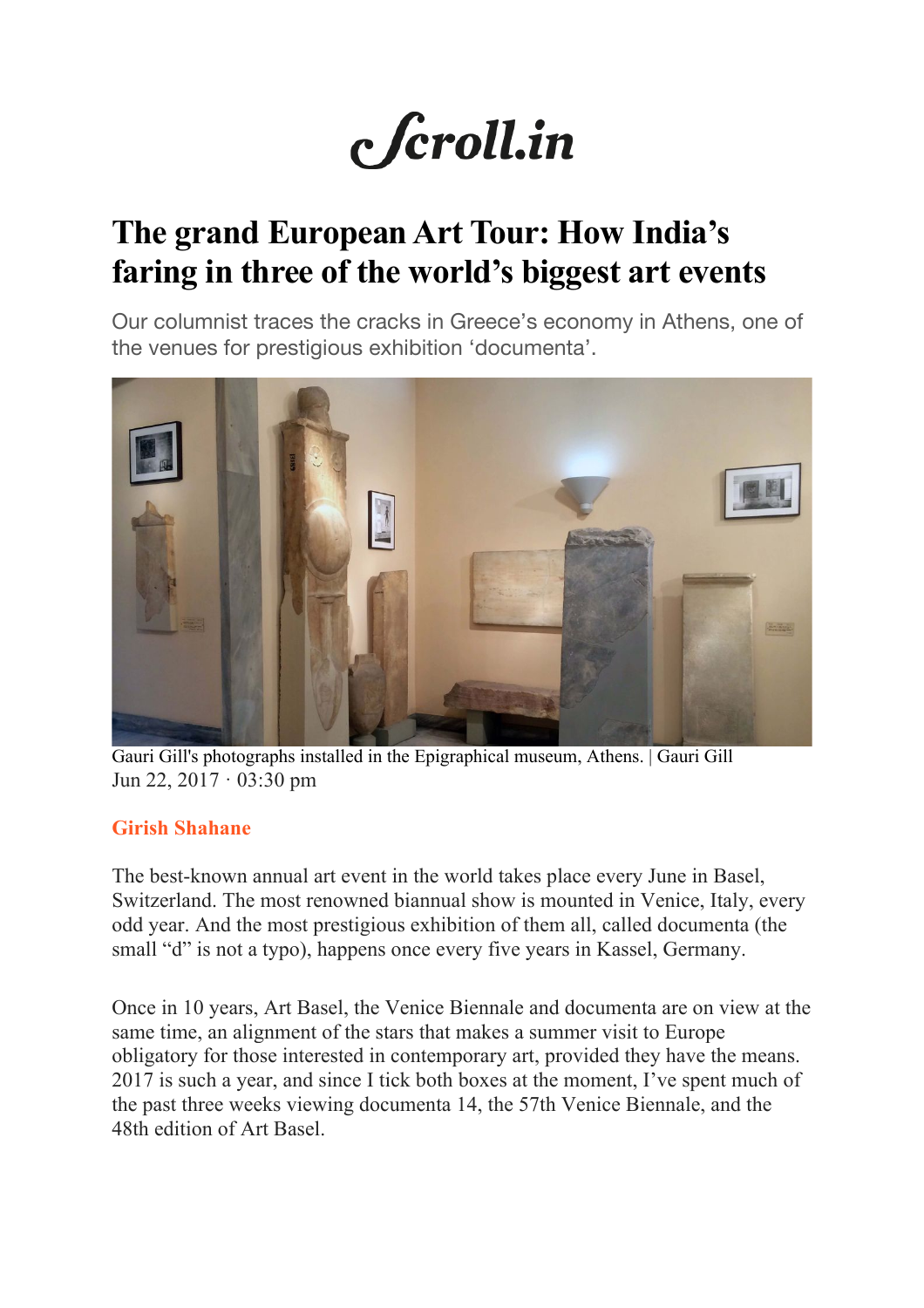# Scroll.in

## The grand European Art Tour: How India's faring in three of the world's biggest art events

Our columnist traces the cracks in Greece's economy in Athens, one of the venues for prestigious exhibition 'documenta'.

Gauri Gill's photographs installed in the Epigraphical museum, Athens. | Gauri Gill

Jun 22, 2017 · 03:30 pm

**Girish Shahane**

The best-known annual art event in the world takes place every June in Basel, Switzerland. The most renowned biannual show is mounted in Venice, Italy, every odd year. And the most prestigious exhibition of them all, called documenta (the small "d" is not a typo), happens once every five years in Kassel, Germany.

Once in 10 years, Art Basel, the Venice Biennale and documenta are on view at the same time, an alignment of the stars that makes a summer visit to Europe obligatory for those interested in contemporary art, provided they have the means. 2017 is such a year, and since I tick both boxes at the moment, I've spent much of the past three weeks viewing documenta 14, the 57th Venice Biennale, and the 48th edition of Art Basel.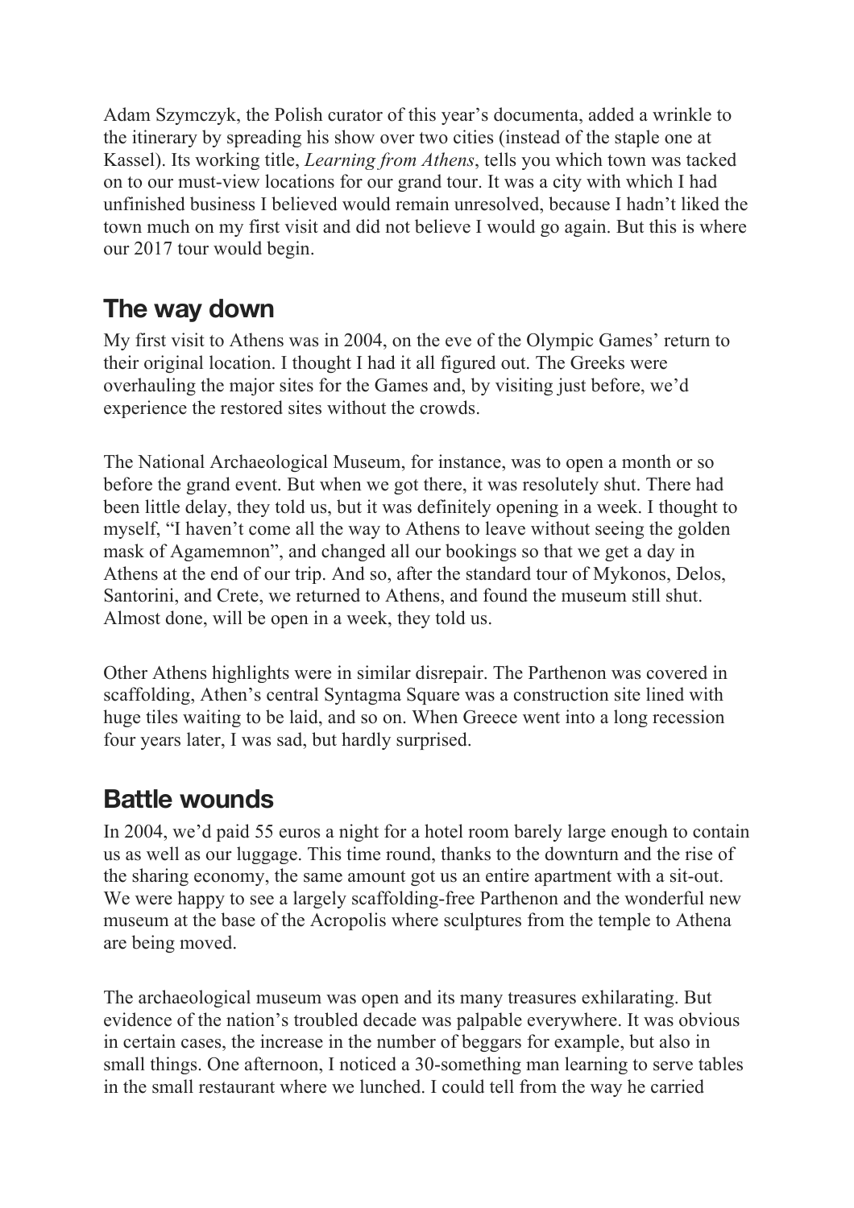Adam Szymczyk, the Polish curator of this year's documenta, added a wrinkle to the itinerary by spreading his show over two cities (instead of the staple one at Kassel). Its working title, *Learning from Athens*, tells you which town was tacked on to our must-view locations for our grand tour. It was a city with which I had unfinished business I believed would remain unresolved, because I hadn't liked the town much on my first visit and did not believe I would go again. But this is where our 2017 tour would begin.

## The way down

My first visit to Athens was in 2004, on the eve of the Olympic Games' return to their original location. I thought I had it all figured out. The Greeks were overhauling the major sites for the Games and, by visiting just before, we'd experience the restored sites without the crowds.

The National Archaeological Museum, for instance, was to open a month or so before the grand event. But when we got there, it was resolutely shut. There had been little delay, they told us, but it was definitely opening in a week. I thought to myself, "I haven't come all the way to Athens to leave without seeing the golden mask of Agamemnon", and changed all our bookings so that we get a day in Athens at the end of our trip. And so, after the standard tour of Mykonos, Delos, Santorini, and Crete, we returned to Athens, and found the museum still shut. Almost done, will be open in a week, they told us.

Other Athens highlights were in similar disrepair. The Parthenon was covered in scaffolding, Athen's central Syntagma Square was a construction site lined with huge tiles waiting to be laid, and so on. When Greece went into a long recession four years later, I was sad, but hardly surprised.

## Battle wounds

In 2004, we'd paid 55 euros a night for a hotel room barely large enough to contain us as well as our luggage. This time round, thanks to the downturn and the rise of the sharing economy, the same amount got us an entire apartment with a sit-out. We were happy to see a largely scaffolding-free Parthenon and the wonderful new museum at the base of the Acropolis where sculptures from the temple to Athena are being moved.

The archaeological museum was open and its many treasures exhilarating. But evidence of the nation's troubled decade was palpable everywhere. It was obvious in certain cases, the increase in the number of beggars for example, but also in small things. One afternoon, I noticed a 30-something man learning to serve tables in the small restaurant where we lunched. I could tell from the way he carried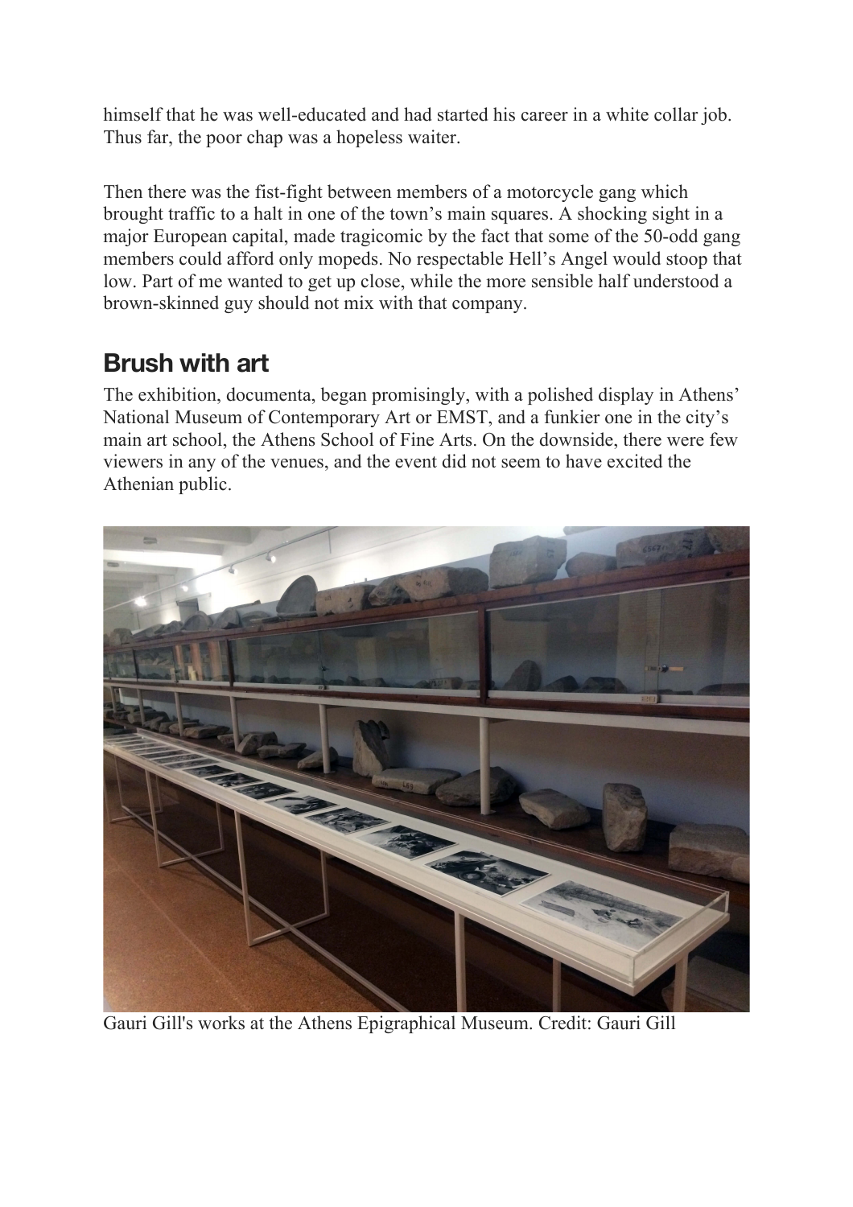himself that he was well-educated and had started his career in a white collar job. Thus far, the poor chap was a hopeless waiter.

Then there was the fist-fight between members of a motorcycle gang which brought traffic to a halt in one of the town's main squares. A shocking sight in a major European capital, made tragicomic by the fact that some of the 50-odd gang members could afford only mopeds. No respectable Hell's Angel would stoop that low. Part of me wanted to get up close, while the more sensible half understood a brown-skinned guy should not mix with that company.

## Brush with art

The exhibition, documenta, began promisingly, with a polished display in Athens' National Museum of Contemporary Art or EMST, and a funkier one in the city's main art school, the Athens School of Fine Arts. On the downside, there were few viewers in any of the venues, and the event did not seem to have excited the Athenian public.

Gauri Gill's works at the Athens Epigraphical Museum. Credit: Gauri Gill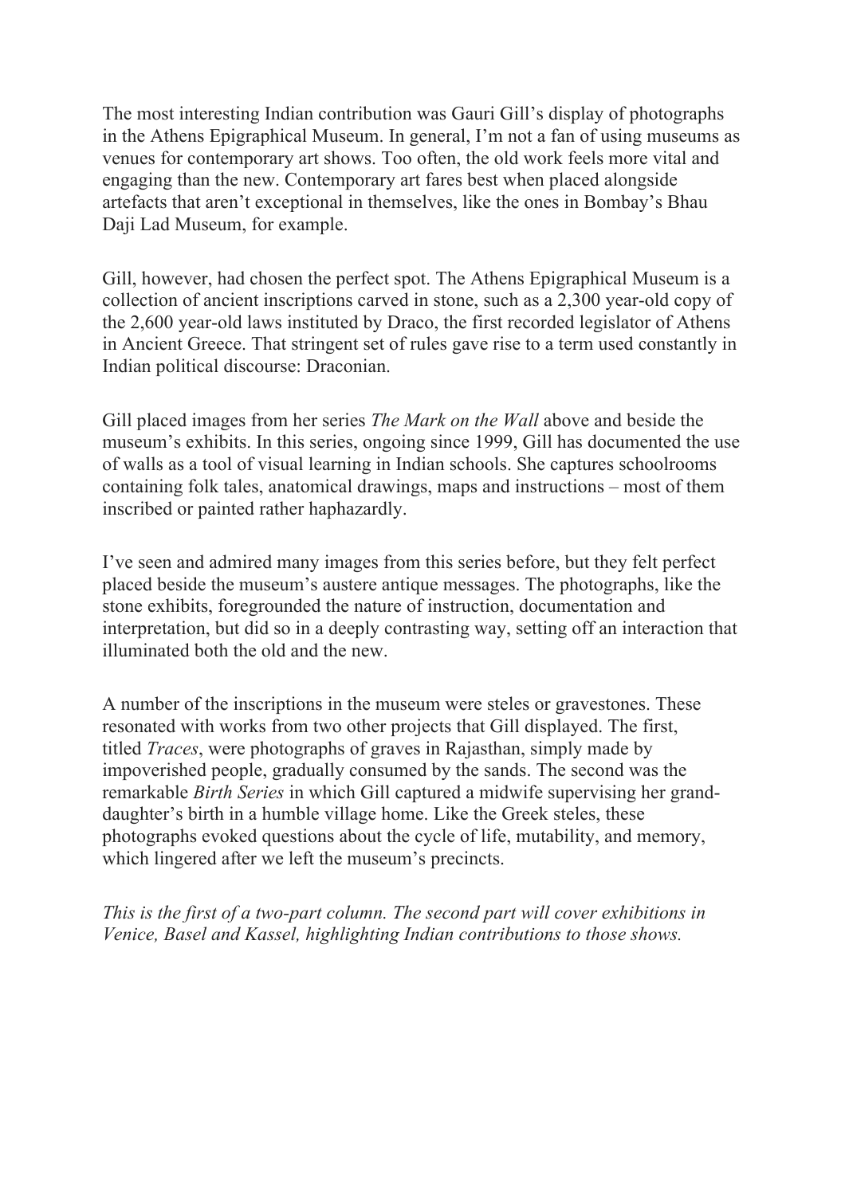The most interesting Indian contribution was Gauri Gill's display of photographs in the Athens Epigraphical Museum. In general, I'm not a fan of using museums as venues for contemporary art shows. Too often, the old work feels more vital and engaging than the new. Contemporary art fares best when placed alongside artefacts that aren't exceptional in themselves, like the ones in Bombay's Bhau Daji Lad Museum, for example.

Gill, however, had chosen the perfect spot. The Athens Epigraphical Museum is a collection of ancient inscriptions carved in stone, such as a 2,300 year-old copy of the 2,600 year-old laws instituted by Draco, the first recorded legislator of Athens in Ancient Greece. That stringent set of rules gave rise to a term used constantly in Indian political discourse: Draconian.

Gill placed images from her series *The Mark on the Wall* above and beside the museum's exhibits. In this series, ongoing since 1999, Gill has documented the use of walls as a tool of visual learning in Indian schools. She captures schoolrooms containing folk tales, anatomical drawings, maps and instructions – most of them inscribed or painted rather haphazardly.

I've seen and admired many images from this series before, but they felt perfect placed beside the museum's austere antique messages. The photographs, like the stone exhibits, foregrounded the nature of instruction, documentation and interpretation, but did so in a deeply contrasting way, setting off an interaction that illuminated both the old and the new.

A number of the inscriptions in the museum were steles or gravestones. These resonated with works from two other projects that Gill displayed. The first, titled *Traces*, were photographs of graves in Rajasthan, simply made by impoverished people, gradually consumed by the sands. The second was the remarkable *Birth Series* in which Gill captured a midwife supervising her grand-daughter's birth in a humble village home. Like the Greek steles, these photographs evoked questions about the cycle of life, mutability, and memory, which lingered after we left the museum's precincts.

*This is the first of a two-part column. The second part will cover exhibitions in Venice, Basel and Kassel, highlighting Indian contributions to those shows.*